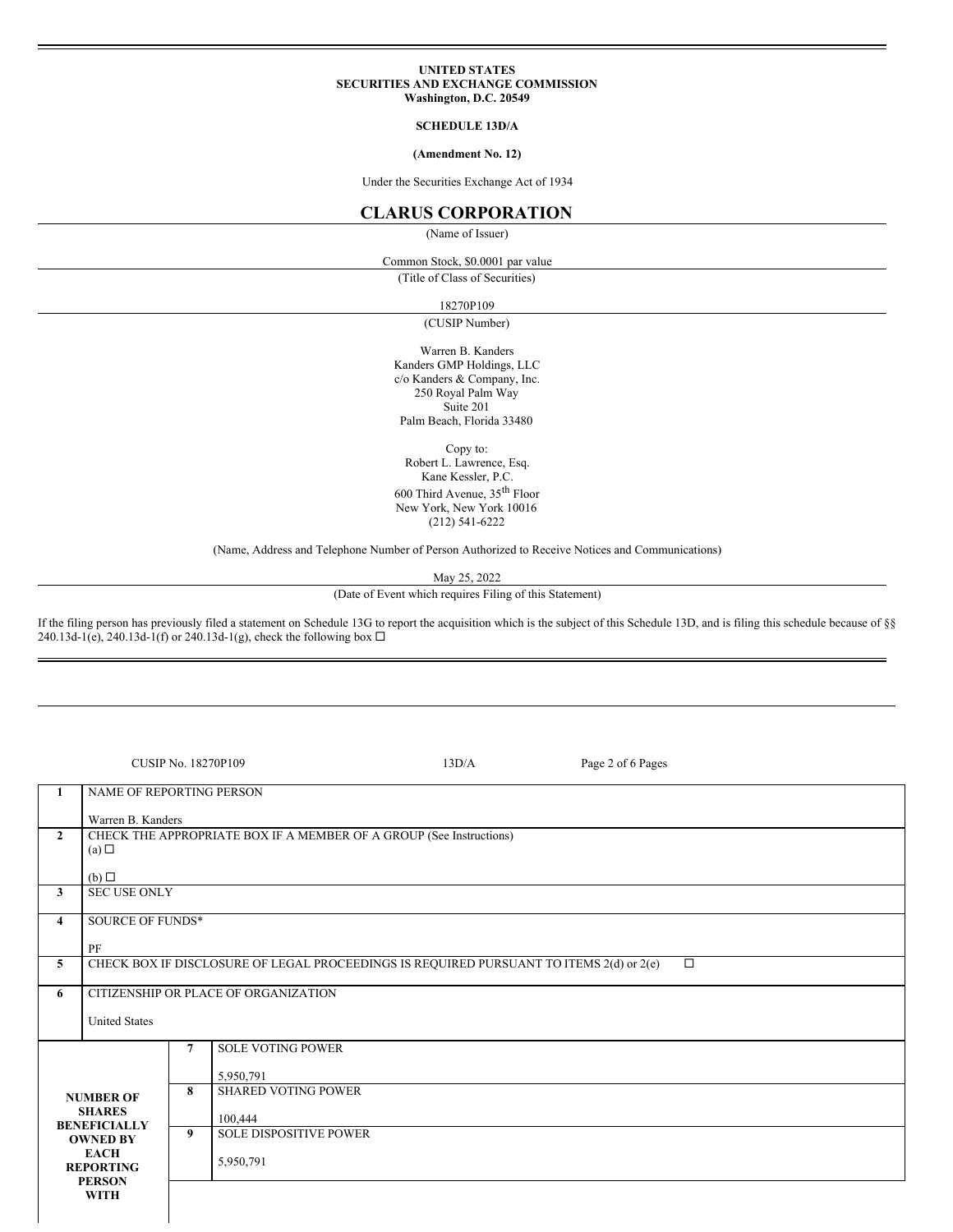**UNITED STATES**
**SECURITIES AND EXCHANGE COMMISSION**
**Washington, D.C. 20549**

**SCHEDULE 13D/A**

**(Amendment No. 12)**

Under the Securities Exchange Act of 1934

# CLARUS CORPORATION

(Name of Issuer)

Common Stock, $0.0001 par value

(Title of Class of Securities)

18270P109

(CUSIP Number)

Warren B. Kanders
Kanders GMP Holdings, LLC
c/o Kanders & Company, Inc.
250 Royal Palm Way
Suite 201
Palm Beach, Florida 33480

Copy to:
Robert L. Lawrence, Esq.
Kane Kessler, P.C.
600 Third Avenue, 35th Floor
New York, New York 10016
(212) 541-6222

(Name, Address and Telephone Number of Person Authorized to Receive Notices and Communications)

May 25, 2022

(Date of Event which requires Filing of this Statement)

If the filing person has previously filed a statement on Schedule 13G to report the acquisition which is the subject of this Schedule 13D, and is filing this schedule because of §§ 240.13d-1(e), 240.13d-1(f) or 240.13d-1(g), check the following box ☐

---

CUSIP No. 18270P109 | 13D/A

| | | | |
|---|---|---|---|
| 1 | NAME OF REPORTING PERSON<br><br>Warren B. Kanders | | |
| 2 | CHECK THE APPROPRIATE BOX IF A MEMBER OF A GROUP (See Instructions)<br>(a) ☐<br><br>(b) ☐ | | |
| 3 | SEC USE ONLY | | |
| 4 | SOURCE OF FUNDS*<br><br>PF | | |
| 5 | CHECK BOX IF DISCLOSURE OF LEGAL PROCEEDINGS IS REQUIRED PURSUANT TO ITEMS 2(d) or 2(e) ☐ | | |
| 6 | CITIZENSHIP OR PLACE OF ORGANIZATION<br><br>United States | | |
| **NUMBER OF SHARES BENEFICIALLY OWNED BY EACH REPORTING PERSON WITH** | 7 | SOLE VOTING POWER<br><br>5,950,791 | |
| | 8 | SHARED VOTING POWER<br><br>100,444 | |
| | 9 | SOLE DISPOSITIVE POWER<br><br>5,950,791 | |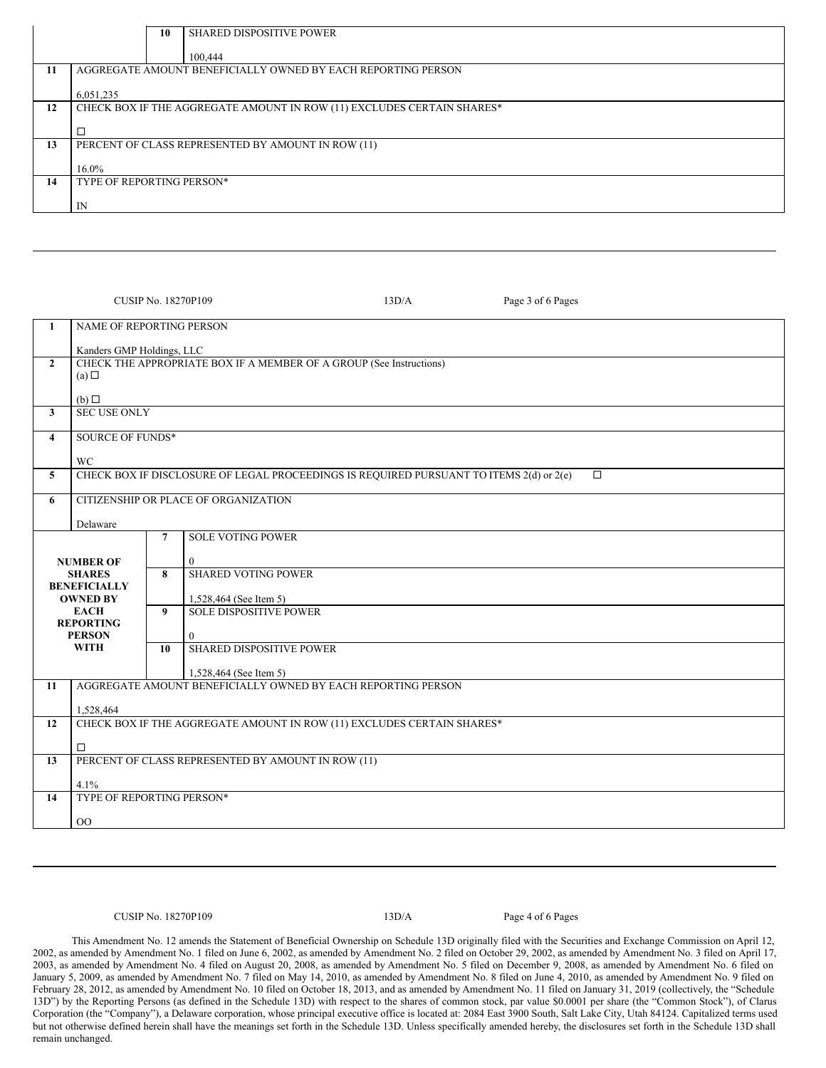| | | | |
|---|---|---|---|
| | | 10 | SHARED DISPOSITIVE POWER<br><br>100,444 |
| 11 | AGGREGATE AMOUNT BENEFICIALLY OWNED BY EACH REPORTING PERSON<br><br>6,051,235 | | |
| 12 | CHECK BOX IF THE AGGREGATE AMOUNT IN ROW (11) EXCLUDES CERTAIN SHARES*<br><br>☐ | | |
| 13 | PERCENT OF CLASS REPRESENTED BY AMOUNT IN ROW (11)<br><br>16.0% | | |
| 14 | TYPE OF REPORTING PERSON*<br><br>IN | | |

CUSIP No. 18270P109 13D/A

| | | | |
|---|---|---|---|
| 1 | NAME OF REPORTING PERSON<br><br>Kanders GMP Holdings, LLC | | |
| 2 | CHECK THE APPROPRIATE BOX IF A MEMBER OF A GROUP (See Instructions)<br>(a) ☐<br><br>(b) ☐ | | |
| 3 | SEC USE ONLY | | |
| 4 | SOURCE OF FUNDS*<br><br>WC | | |
| 5 | CHECK BOX IF DISCLOSURE OF LEGAL PROCEEDINGS IS REQUIRED PURSUANT TO ITEMS 2(d) or 2(e) ☐ | | |
| 6 | CITIZENSHIP OR PLACE OF ORGANIZATION<br><br>Delaware | | |
| NUMBER OF SHARES BENEFICIALLY OWNED BY EACH REPORTING PERSON WITH | | 7 | SOLE VOTING POWER<br><br>0 |
| | | 8 | SHARED VOTING POWER<br><br>1,528,464 (See Item 5) |
| | | 9 | SOLE DISPOSITIVE POWER<br><br>0 |
| | | 10 | SHARED DISPOSITIVE POWER<br><br>1,528,464 (See Item 5) |
| 11 | AGGREGATE AMOUNT BENEFICIALLY OWNED BY EACH REPORTING PERSON<br><br>1,528,464 | | |
| 12 | CHECK BOX IF THE AGGREGATE AMOUNT IN ROW (11) EXCLUDES CERTAIN SHARES*<br><br>☐ | | |
| 13 | PERCENT OF CLASS REPRESENTED BY AMOUNT IN ROW (11)<br><br>4.1% | | |
| 14 | TYPE OF REPORTING PERSON*<br><br>OO | | |

CUSIP No. 18270P109 13D/A

This Amendment No. 12 amends the Statement of Beneficial Ownership on Schedule 13D originally filed with the Securities and Exchange Commission on April 12, 2002, as amended by Amendment No. 1 filed on June 6, 2002, as amended by Amendment No. 2 filed on October 29, 2002, as amended by Amendment No. 3 filed on April 17, 2003, as amended by Amendment No. 4 filed on August 20, 2008, as amended by Amendment No. 5 filed on December 9, 2008, as amended by Amendment No. 6 filed on January 5, 2009, as amended by Amendment No. 7 filed on May 14, 2010, as amended by Amendment No. 8 filed on June 4, 2010, as amended by Amendment No. 9 filed on February 28, 2012, as amended by Amendment No. 10 filed on October 18, 2013, and as amended by Amendment No. 11 filed on January 31, 2019 (collectively, the "Schedule 13D") by the Reporting Persons (as defined in the Schedule 13D) with respect to the shares of common stock, par value $0.0001 per share (the "Common Stock"), of Clarus Corporation (the "Company"), a Delaware corporation, whose principal executive office is located at: 2084 East 3900 South, Salt Lake City, Utah 84124. Capitalized terms used but not otherwise defined herein shall have the meanings set forth in the Schedule 13D. Unless specifically amended hereby, the disclosures set forth in the Schedule 13D shall remain unchanged.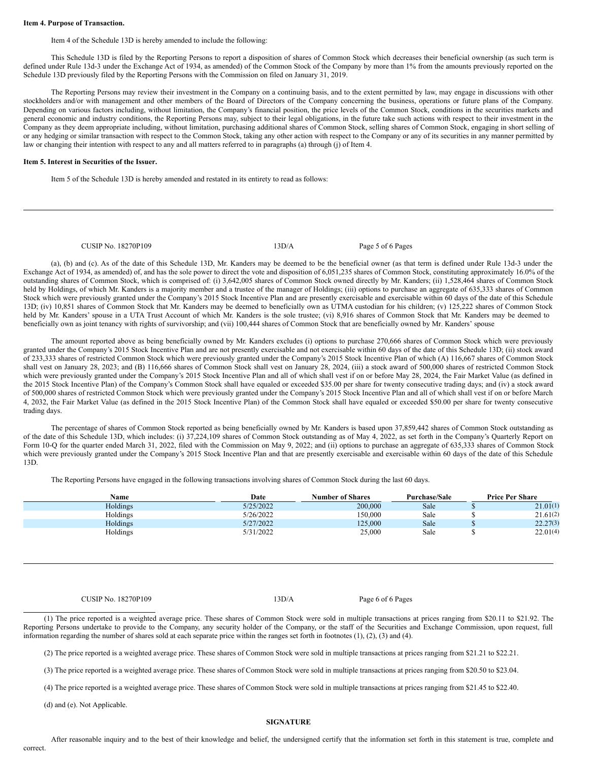**Item 4. Purpose of Transaction.**

Item 4 of the Schedule 13D is hereby amended to include the following:

This Schedule 13D is filed by the Reporting Persons to report a disposition of shares of Common Stock which decreases their beneficial ownership (as such term is defined under Rule 13d-3 under the Exchange Act of 1934, as amended) of the Common Stock of the Company by more than 1% from the amounts previously reported on the Schedule 13D previously filed by the Reporting Persons with the Commission on filed on January 31, 2019.

The Reporting Persons may review their investment in the Company on a continuing basis, and to the extent permitted by law, may engage in discussions with other stockholders and/or with management and other members of the Board of Directors of the Company concerning the business, operations or future plans of the Company. Depending on various factors including, without limitation, the Company's financial position, the price levels of the Common Stock, conditions in the securities markets and general economic and industry conditions, the Reporting Persons may, subject to their legal obligations, in the future take such actions with respect to their investment in the Company as they deem appropriate including, without limitation, purchasing additional shares of Common Stock, selling shares of Common Stock, engaging in short selling of or any hedging or similar transaction with respect to the Common Stock, taking any other action with respect to the Company or any of its securities in any manner permitted by law or changing their intention with respect to any and all matters referred to in paragraphs (a) through (j) of Item 4.

**Item 5. Interest in Securities of the Issuer.**

Item 5 of the Schedule 13D is hereby amended and restated in its entirety to read as follows:

(a), (b) and (c). As of the date of this Schedule 13D, Mr. Kanders may be deemed to be the beneficial owner (as that term is defined under Rule 13d-3 under the Exchange Act of 1934, as amended) of, and has the sole power to direct the vote and disposition of 6,051,235 shares of Common Stock, constituting approximately 16.0% of the outstanding shares of Common Stock, which is comprised of: (i) 3,642,005 shares of Common Stock owned directly by Mr. Kanders; (ii) 1,528,464 shares of Common Stock held by Holdings, of which Mr. Kanders is a majority member and a trustee of the manager of Holdings; (iii) options to purchase an aggregate of 635,333 shares of Common Stock which were previously granted under the Company's 2015 Stock Incentive Plan and are presently exercisable and exercisable within 60 days of the date of this Schedule 13D; (iv) 10,851 shares of Common Stock that Mr. Kanders may be deemed to beneficially own as UTMA custodian for his children; (v) 125,222 shares of Common Stock held by Mr. Kanders' spouse in a UTA Trust Account of which Mr. Kanders is the sole trustee; (vi) 8,916 shares of Common Stock that Mr. Kanders may be deemed to beneficially own as joint tenancy with rights of survivorship; and (vii) 100,444 shares of Common Stock that are beneficially owned by Mr. Kanders' spouse

The amount reported above as being beneficially owned by Mr. Kanders excludes (i) options to purchase 270,666 shares of Common Stock which were previously granted under the Company's 2015 Stock Incentive Plan and are not presently exercisable and not exercisable within 60 days of the date of this Schedule 13D; (ii) stock award of 233,333 shares of restricted Common Stock which were previously granted under the Company's 2015 Stock Incentive Plan of which (A) 116,667 shares of Common Stock shall vest on January 28, 2023; and (B) 116,666 shares of Common Stock shall vest on January 28, 2024, (iii) a stock award of 500,000 shares of restricted Common Stock which were previously granted under the Company's 2015 Stock Incentive Plan and all of which shall vest if on or before May 28, 2024, the Fair Market Value (as defined in the 2015 Stock Incentive Plan) of the Company's Common Stock shall have equaled or exceeded $35.00 per share for twenty consecutive trading days; and (iv) a stock award of 500,000 shares of restricted Common Stock which were previously granted under the Company's 2015 Stock Incentive Plan and all of which shall vest if on or before March 4, 2032, the Fair Market Value (as defined in the 2015 Stock Incentive Plan) of the Common Stock shall have equaled or exceeded $50.00 per share for twenty consecutive trading days.

The percentage of shares of Common Stock reported as being beneficially owned by Mr. Kanders is based upon 37,859,442 shares of Common Stock outstanding as of the date of this Schedule 13D, which includes: (i) 37,224,109 shares of Common Stock outstanding as of May 4, 2022, as set forth in the Company's Quarterly Report on Form 10-Q for the quarter ended March 31, 2022, filed with the Commission on May 9, 2022; and (ii) options to purchase an aggregate of 635,333 shares of Common Stock which were previously granted under the Company's 2015 Stock Incentive Plan and that are presently exercisable and exercisable within 60 days of the date of this Schedule 13D.

The Reporting Persons have engaged in the following transactions involving shares of Common Stock during the last 60 days.

| Name | Date | Number of Shares | Purchase/Sale | Price Per Share |
|---|---|---|---|---|
| Holdings | 5/25/2022 | 200,000 | Sale | $ 21.01(1) |
| Holdings | 5/26/2022 | 150,000 | Sale | $ 21.61(2) |
| Holdings | 5/27/2022 | 125,000 | Sale | $ 22.27(3) |
| Holdings | 5/31/2022 | 25,000 | Sale | $ 22.01(4) |

(1) The price reported is a weighted average price. These shares of Common Stock were sold in multiple transactions at prices ranging from $20.11 to $21.92. The Reporting Persons undertake to provide to the Company, any security holder of the Company, or the staff of the Securities and Exchange Commission, upon request, full information regarding the number of shares sold at each separate price within the ranges set forth in footnotes (1), (2), (3) and (4).

(2) The price reported is a weighted average price. These shares of Common Stock were sold in multiple transactions at prices ranging from $21.21 to $22.21.

(3) The price reported is a weighted average price. These shares of Common Stock were sold in multiple transactions at prices ranging from $20.50 to $23.04.

(4) The price reported is a weighted average price. These shares of Common Stock were sold in multiple transactions at prices ranging from $21.45 to $22.40.

(d) and (e). Not Applicable.

**SIGNATURE**

After reasonable inquiry and to the best of their knowledge and belief, the undersigned certify that the information set forth in this statement is true, complete and correct.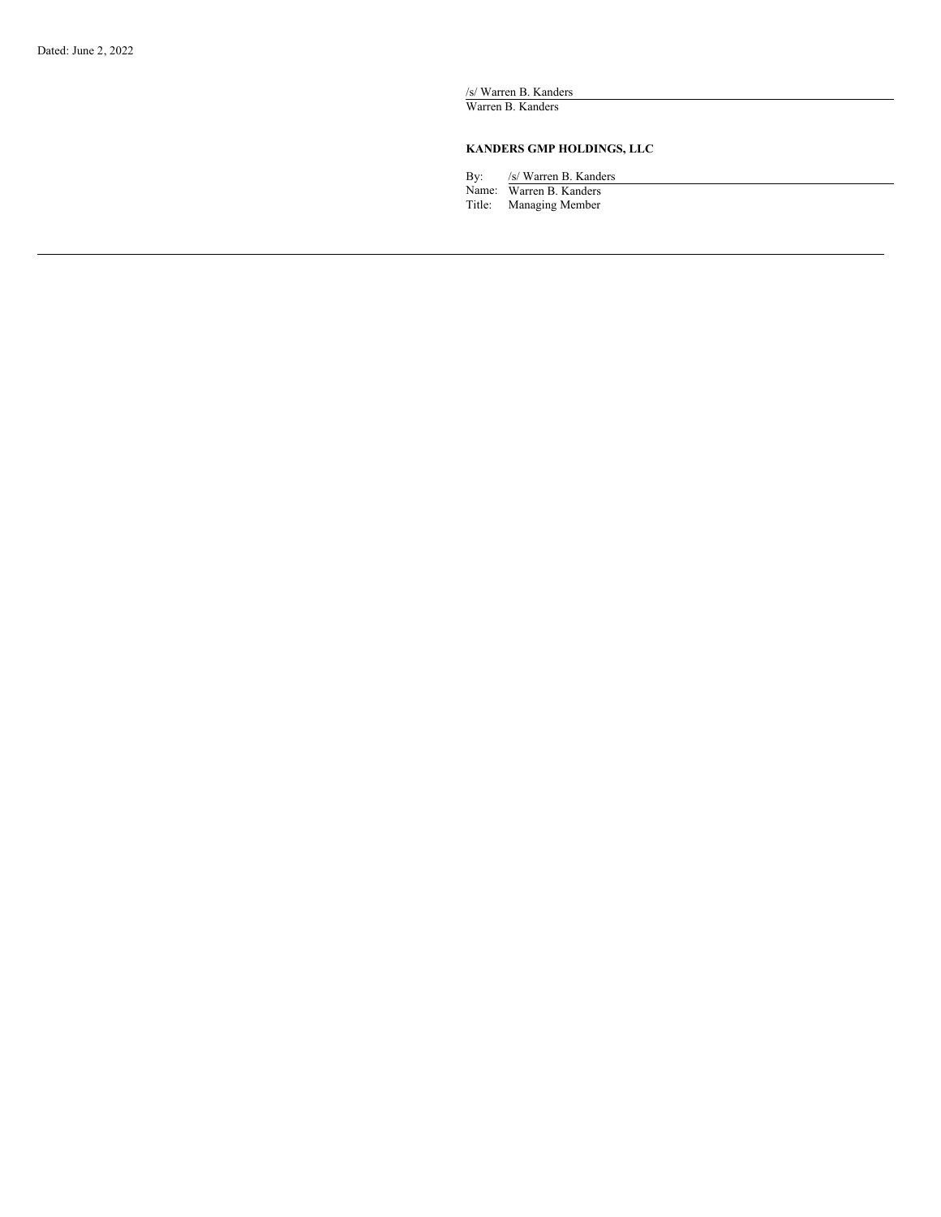Dated: June 2, 2022

/s/ Warren B. Kanders

Warren B. Kanders

**KANDERS GMP HOLDINGS, LLC**

By: /s/ Warren B. Kanders

Name: Warren B. Kanders

Title: Managing Member